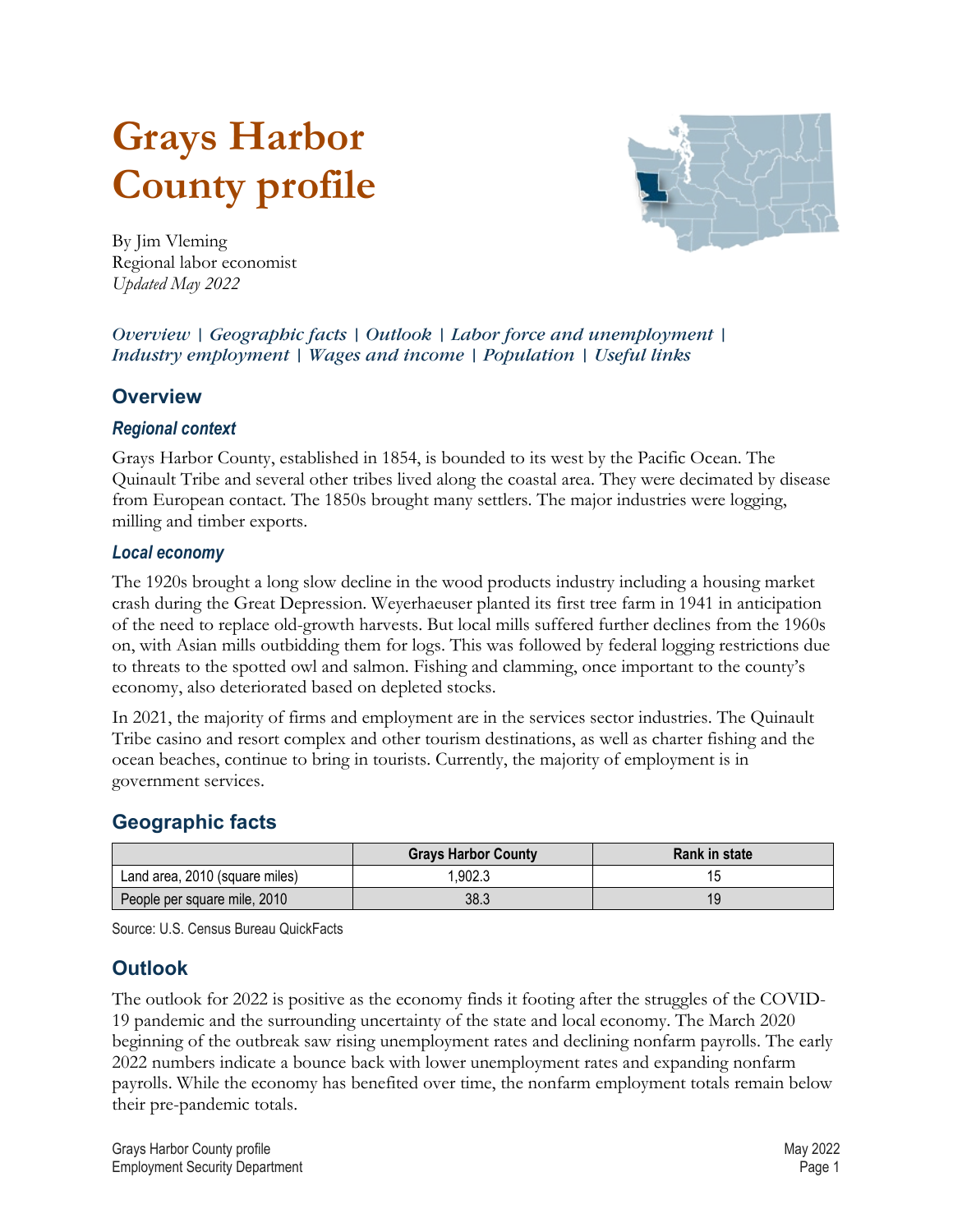# Grays Harbor County profile

By Jim Vleming
Regional labor economist
*Updated May 2022*

*Overview | Geographic facts | Outlook | Labor force and unemployment | Industry employment | Wages and income | Population | Useful links*

## Overview

### *Regional context*

Grays Harbor County, established in 1854, is bounded to its west by the Pacific Ocean. The Quinault Tribe and several other tribes lived along the coastal area. They were decimated by disease from European contact. The 1850s brought many settlers. The major industries were logging, milling and timber exports.

### *Local economy*

The 1920s brought a long slow decline in the wood products industry including a housing market crash during the Great Depression. Weyerhaeuser planted its first tree farm in 1941 in anticipation of the need to replace old-growth harvests. But local mills suffered further declines from the 1960s on, with Asian mills outbidding them for logs. This was followed by federal logging restrictions due to threats to the spotted owl and salmon. Fishing and clamming, once important to the county's economy, also deteriorated based on depleted stocks.

In 2021, the majority of firms and employment are in the services sector industries. The Quinault Tribe casino and resort complex and other tourism destinations, as well as charter fishing and the ocean beaches, continue to bring in tourists. Currently, the majority of employment is in government services.

## Geographic facts

| | Grays Harbor County | Rank in state |
|---|---|---|
| Land area, 2010 (square miles) | 1,902.3 | 15 |
| People per square mile, 2010 | 38.3 | 19 |

Source: U.S. Census Bureau QuickFacts

## Outlook

The outlook for 2022 is positive as the economy finds it footing after the struggles of the COVID-19 pandemic and the surrounding uncertainty of the state and local economy. The March 2020 beginning of the outbreak saw rising unemployment rates and declining nonfarm payrolls. The early 2022 numbers indicate a bounce back with lower unemployment rates and expanding nonfarm payrolls. While the economy has benefited over time, the nonfarm employment totals remain below their pre-pandemic totals.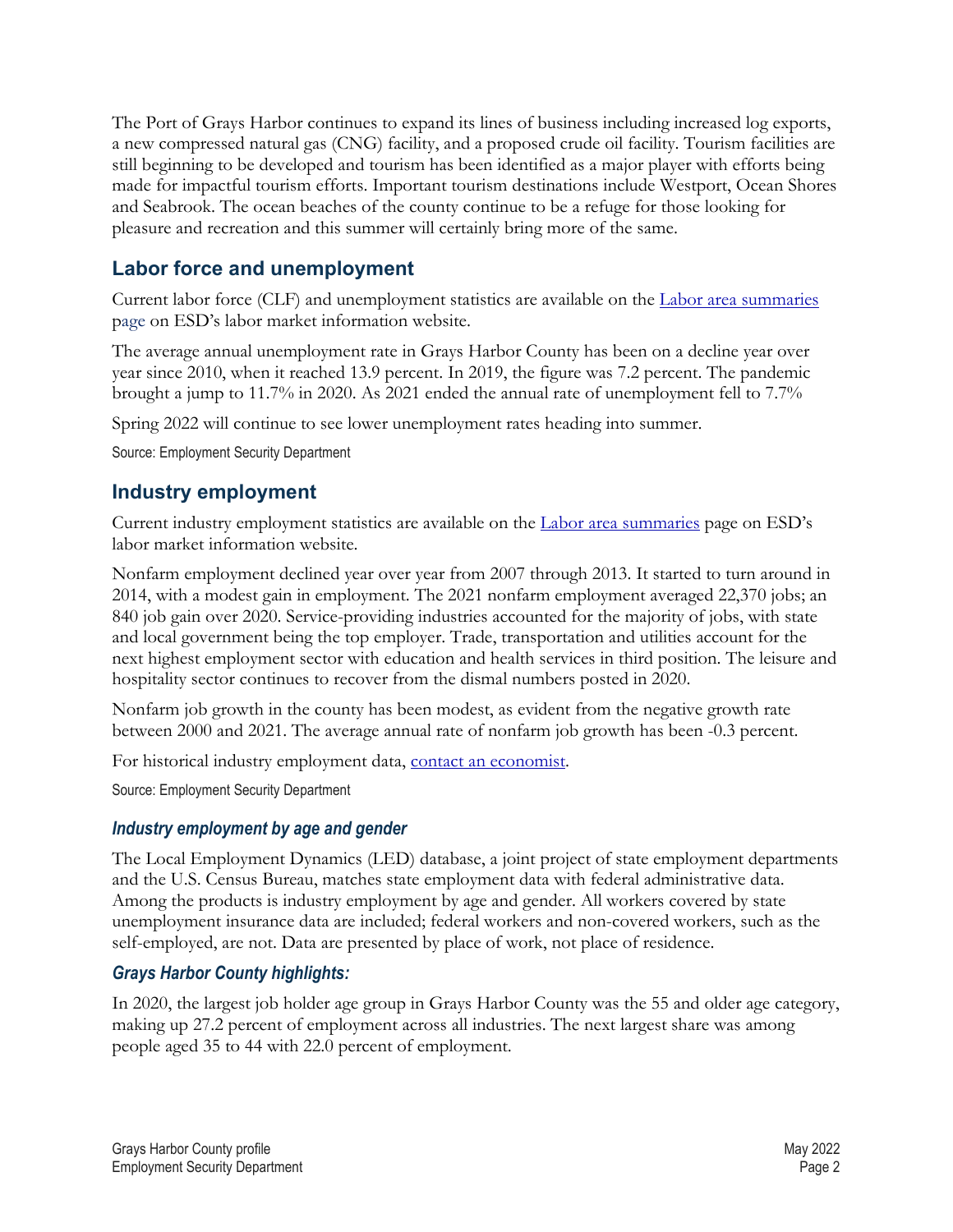The Port of Grays Harbor continues to expand its lines of business including increased log exports, a new compressed natural gas (CNG) facility, and a proposed crude oil facility. Tourism facilities are still beginning to be developed and tourism has been identified as a major player with efforts being made for impactful tourism efforts. Important tourism destinations include Westport, Ocean Shores and Seabrook. The ocean beaches of the county continue to be a refuge for those looking for pleasure and recreation and this summer will certainly bring more of the same.

## Labor force and unemployment

Current labor force (CLF) and unemployment statistics are available on the [Labor area summaries](#) page on ESD's labor market information website.

The average annual unemployment rate in Grays Harbor County has been on a decline year over year since 2010, when it reached 13.9 percent. In 2019, the figure was 7.2 percent. The pandemic brought a jump to 11.7% in 2020. As 2021 ended the annual rate of unemployment fell to 7.7%

Spring 2022 will continue to see lower unemployment rates heading into summer.

Source: Employment Security Department

## Industry employment

Current industry employment statistics are available on the [Labor area summaries](#) page on ESD's labor market information website.

Nonfarm employment declined year over year from 2007 through 2013. It started to turn around in 2014, with a modest gain in employment. The 2021 nonfarm employment averaged 22,370 jobs; an 840 job gain over 2020. Service-providing industries accounted for the majority of jobs, with state and local government being the top employer. Trade, transportation and utilities account for the next highest employment sector with education and health services in third position. The leisure and hospitality sector continues to recover from the dismal numbers posted in 2020.

Nonfarm job growth in the county has been modest, as evident from the negative growth rate between 2000 and 2021. The average annual rate of nonfarm job growth has been -0.3 percent.

For historical industry employment data, [contact an economist](#).

Source: Employment Security Department

### *Industry employment by age and gender*

The Local Employment Dynamics (LED) database, a joint project of state employment departments and the U.S. Census Bureau, matches state employment data with federal administrative data. Among the products is industry employment by age and gender. All workers covered by state unemployment insurance data are included; federal workers and non-covered workers, such as the self-employed, are not. Data are presented by place of work, not place of residence.

### *Grays Harbor County highlights:*

In 2020, the largest job holder age group in Grays Harbor County was the 55 and older age category, making up 27.2 percent of employment across all industries. The next largest share was among people aged 35 to 44 with 22.0 percent of employment.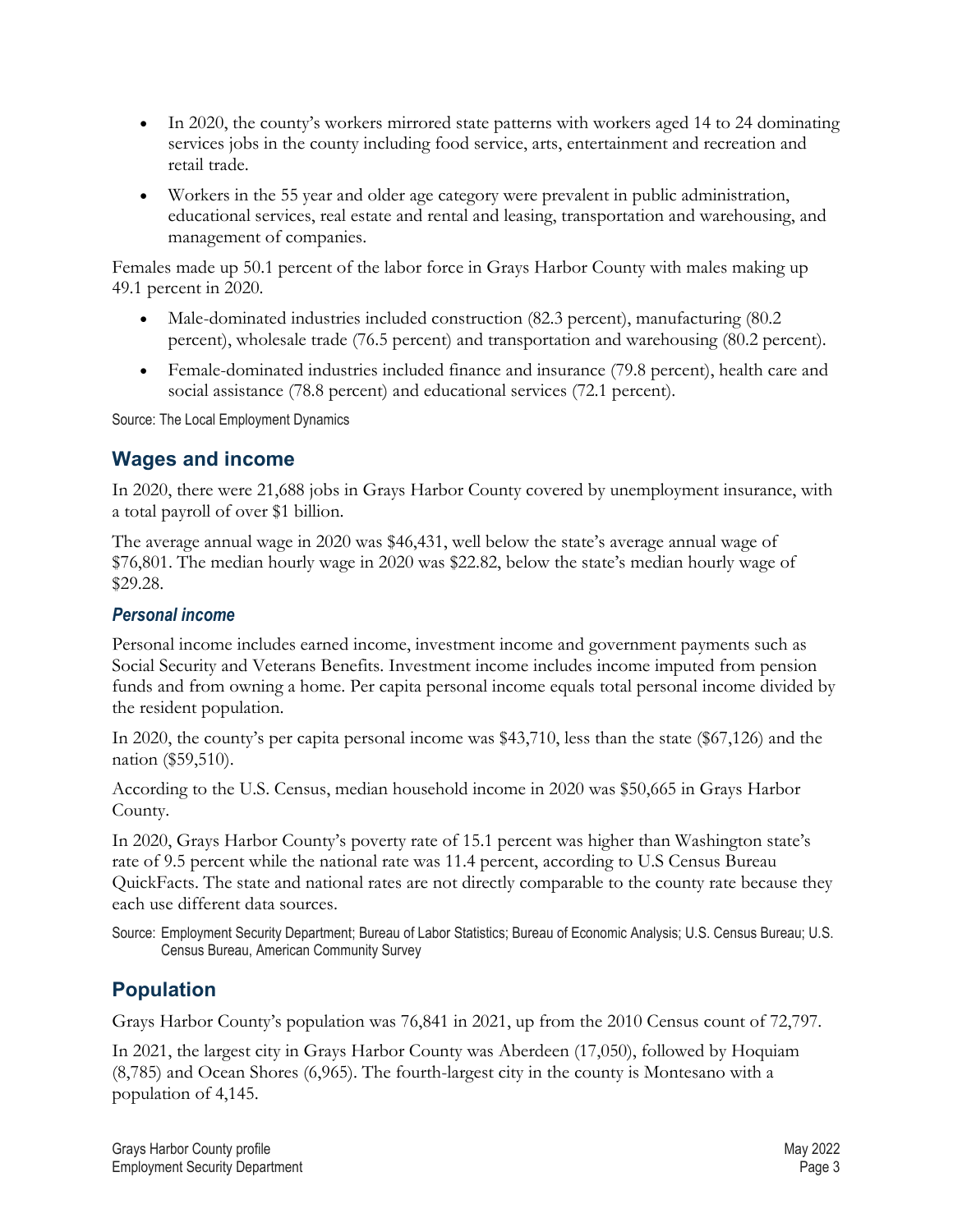- In 2020, the county's workers mirrored state patterns with workers aged 14 to 24 dominating services jobs in the county including food service, arts, entertainment and recreation and retail trade.
- Workers in the 55 year and older age category were prevalent in public administration, educational services, real estate and rental and leasing, transportation and warehousing, and management of companies.

Females made up 50.1 percent of the labor force in Grays Harbor County with males making up 49.1 percent in 2020.

- Male-dominated industries included construction (82.3 percent), manufacturing (80.2 percent), wholesale trade (76.5 percent) and transportation and warehousing (80.2 percent).
- Female-dominated industries included finance and insurance (79.8 percent), health care and social assistance (78.8 percent) and educational services (72.1 percent).

Source: The Local Employment Dynamics

## Wages and income

In 2020, there were 21,688 jobs in Grays Harbor County covered by unemployment insurance, with a total payroll of over $1 billion.

The average annual wage in 2020 was $46,431, well below the state's average annual wage of $76,801. The median hourly wage in 2020 was $22.82, below the state's median hourly wage of $29.28.

### *Personal income*

Personal income includes earned income, investment income and government payments such as Social Security and Veterans Benefits. Investment income includes income imputed from pension funds and from owning a home. Per capita personal income equals total personal income divided by the resident population.

In 2020, the county's per capita personal income was $43,710, less than the state ($67,126) and the nation ($59,510).

According to the U.S. Census, median household income in 2020 was $50,665 in Grays Harbor County.

In 2020, Grays Harbor County's poverty rate of 15.1 percent was higher than Washington state's rate of 9.5 percent while the national rate was 11.4 percent, according to U.S Census Bureau QuickFacts. The state and national rates are not directly comparable to the county rate because they each use different data sources.

Source: Employment Security Department; Bureau of Labor Statistics; Bureau of Economic Analysis; U.S. Census Bureau; U.S. Census Bureau, American Community Survey

## Population

Grays Harbor County's population was 76,841 in 2021, up from the 2010 Census count of 72,797.

In 2021, the largest city in Grays Harbor County was Aberdeen (17,050), followed by Hoquiam (8,785) and Ocean Shores (6,965). The fourth-largest city in the county is Montesano with a population of 4,145.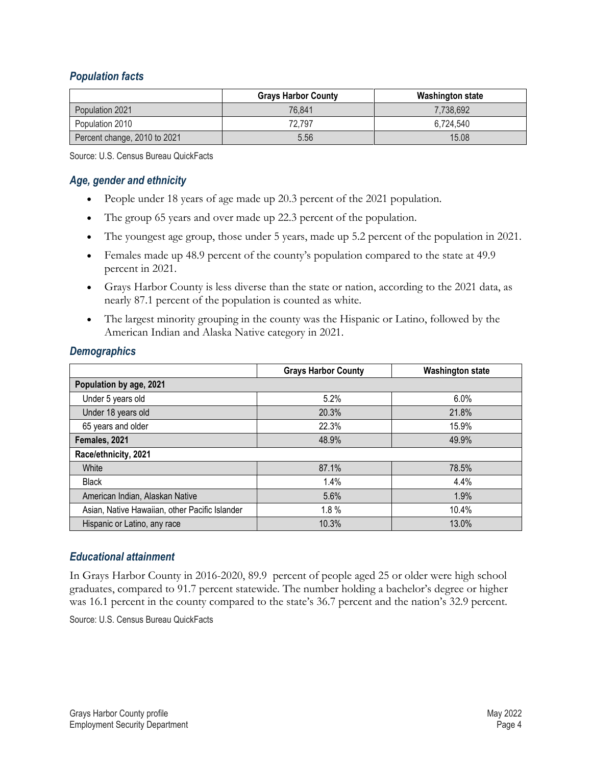### *Population facts*

| | Grays Harbor County | Washington state |
|---|---|---|
| Population 2021 | 76,841 | 7,738,692 |
| Population 2010 | 72,797 | 6,724,540 |
| Percent change, 2010 to 2021 | 5.56 | 15.08 |

Source: U.S. Census Bureau QuickFacts

### *Age, gender and ethnicity*

- People under 18 years of age made up 20.3 percent of the 2021 population.
- The group 65 years and over made up 22.3 percent of the population.
- The youngest age group, those under 5 years, made up 5.2 percent of the population in 2021.
- Females made up 48.9 percent of the county's population compared to the state at 49.9 percent in 2021.
- Grays Harbor County is less diverse than the state or nation, according to the 2021 data, as nearly 87.1 percent of the population is counted as white.
- The largest minority grouping in the county was the Hispanic or Latino, followed by the American Indian and Alaska Native category in 2021.

### *Demographics*

| | Grays Harbor County | Washington state |
|---|---|---|
| **Population by age, 2021** | | |
| Under 5 years old | 5.2% | 6.0% |
| Under 18 years old | 20.3% | 21.8% |
| 65 years and older | 22.3% | 15.9% |
| **Females, 2021** | 48.9% | 49.9% |
| **Race/ethnicity, 2021** | | |
| White | 87.1% | 78.5% |
| Black | 1.4% | 4.4% |
| American Indian, Alaskan Native | 5.6% | 1.9% |
| Asian, Native Hawaiian, other Pacific Islander | 1.8 % | 10.4% |
| Hispanic or Latino, any race | 10.3% | 13.0% |

### *Educational attainment*

In Grays Harbor County in 2016-2020, 89.9 percent of people aged 25 or older were high school graduates, compared to 91.7 percent statewide. The number holding a bachelor's degree or higher was 16.1 percent in the county compared to the state's 36.7 percent and the nation's 32.9 percent.

Source: U.S. Census Bureau QuickFacts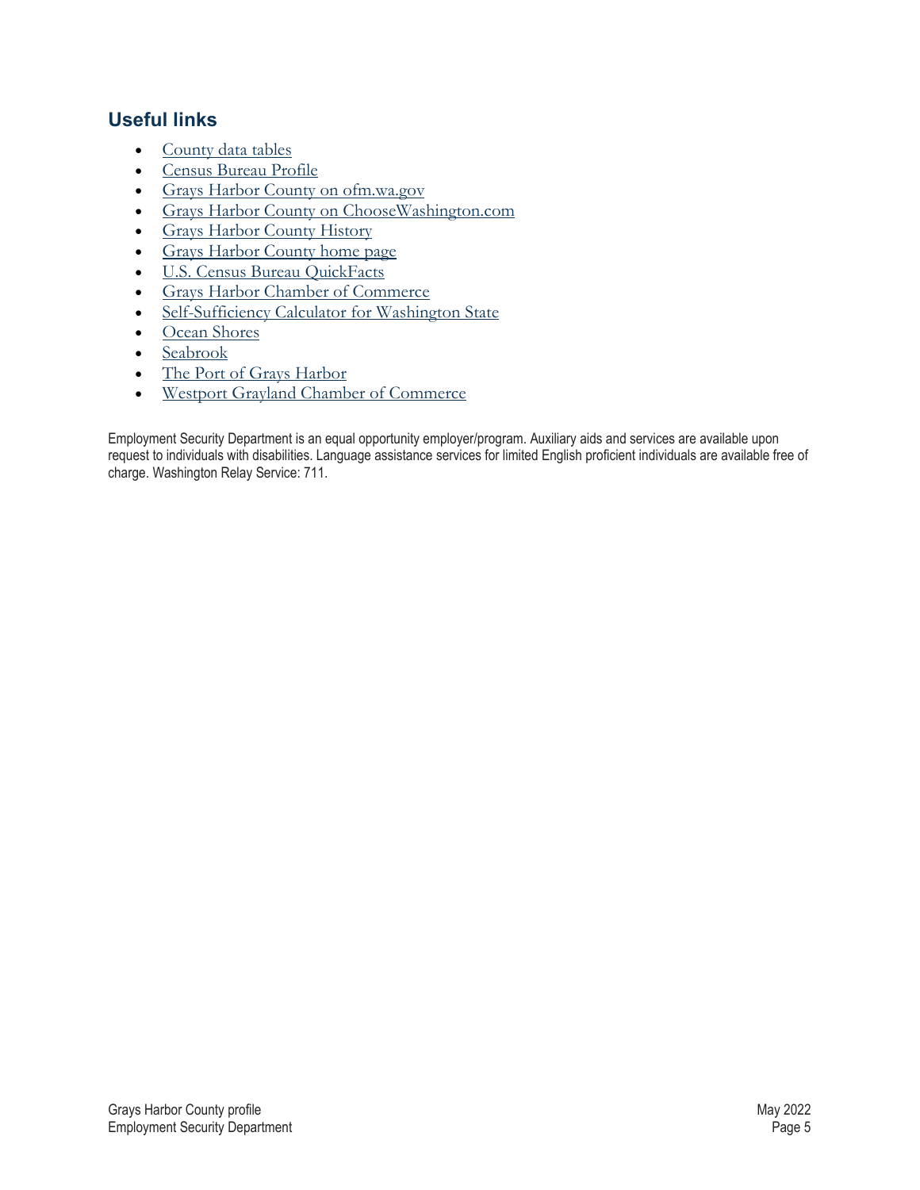## Useful links

- County data tables
- Census Bureau Profile
- Grays Harbor County on ofm.wa.gov
- Grays Harbor County on ChooseWashington.com
- Grays Harbor County History
- Grays Harbor County home page
- U.S. Census Bureau QuickFacts
- Grays Harbor Chamber of Commerce
- Self-Sufficiency Calculator for Washington State
- Ocean Shores
- Seabrook
- The Port of Grays Harbor
- Westport Grayland Chamber of Commerce

Employment Security Department is an equal opportunity employer/program. Auxiliary aids and services are available upon request to individuals with disabilities. Language assistance services for limited English proficient individuals are available free of charge. Washington Relay Service: 711.